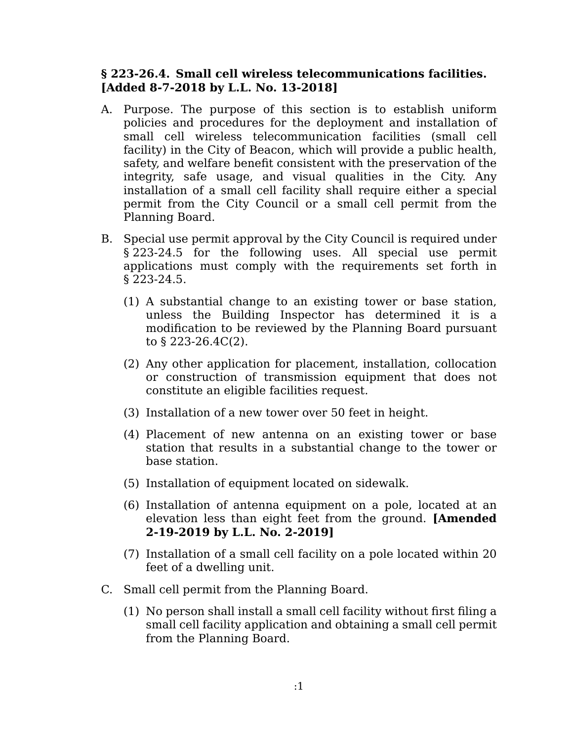## § 223-26.4. Small cell wireless telecommunications facilities. [Added 8-7-2018 by L.L. No. 13-2018]

A. Purpose. The purpose of this section is to establish uniform policies and procedures for the deployment and installation of small cell wireless telecommunication facilities (small cell facility) in the City of Beacon, which will provide a public health, safety, and welfare benefit consistent with the preservation of the integrity, safe usage, and visual qualities in the City. Any installation of a small cell facility shall require either a special permit from the City Council or a small cell permit from the Planning Board.

B. Special use permit approval by the City Council is required under § 223-24.5 for the following uses. All special use permit applications must comply with the requirements set forth in § 223-24.5.

   (1) A substantial change to an existing tower or base station, unless the Building Inspector has determined it is a modification to be reviewed by the Planning Board pursuant to § 223-26.4C(2).

   (2) Any other application for placement, installation, collocation or construction of transmission equipment that does not constitute an eligible facilities request.

   (3) Installation of a new tower over 50 feet in height.

   (4) Placement of new antenna on an existing tower or base station that results in a substantial change to the tower or base station.

   (5) Installation of equipment located on sidewalk.

   (6) Installation of antenna equipment on a pole, located at an elevation less than eight feet from the ground. **[Amended 2-19-2019 by L.L. No. 2-2019]**

   (7) Installation of a small cell facility on a pole located within 20 feet of a dwelling unit.

C. Small cell permit from the Planning Board.

   (1) No person shall install a small cell facility without first filing a small cell facility application and obtaining a small cell permit from the Planning Board.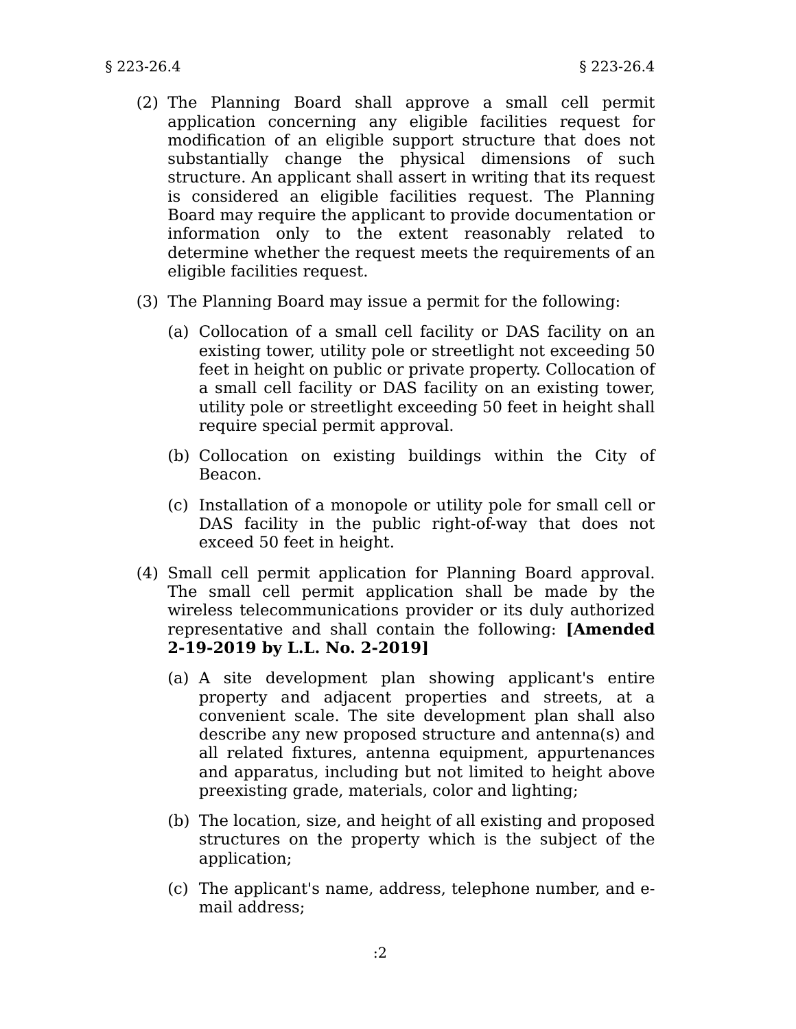(2) The Planning Board shall approve a small cell permit application concerning any eligible facilities request for modification of an eligible support structure that does not substantially change the physical dimensions of such structure. An applicant shall assert in writing that its request is considered an eligible facilities request. The Planning Board may require the applicant to provide documentation or information only to the extent reasonably related to determine whether the request meets the requirements of an eligible facilities request.

(3) The Planning Board may issue a permit for the following:

(a) Collocation of a small cell facility or DAS facility on an existing tower, utility pole or streetlight not exceeding 50 feet in height on public or private property. Collocation of a small cell facility or DAS facility on an existing tower, utility pole or streetlight exceeding 50 feet in height shall require special permit approval.

(b) Collocation on existing buildings within the City of Beacon.

(c) Installation of a monopole or utility pole for small cell or DAS facility in the public right-of-way that does not exceed 50 feet in height.

(4) Small cell permit application for Planning Board approval. The small cell permit application shall be made by the wireless telecommunications provider or its duly authorized representative and shall contain the following: **[Amended 2-19-2019 by L.L. No. 2-2019]**

(a) A site development plan showing applicant's entire property and adjacent properties and streets, at a convenient scale. The site development plan shall also describe any new proposed structure and antenna(s) and all related fixtures, antenna equipment, appurtenances and apparatus, including but not limited to height above preexisting grade, materials, color and lighting;

(b) The location, size, and height of all existing and proposed structures on the property which is the subject of the application;

(c) The applicant's name, address, telephone number, and e-mail address;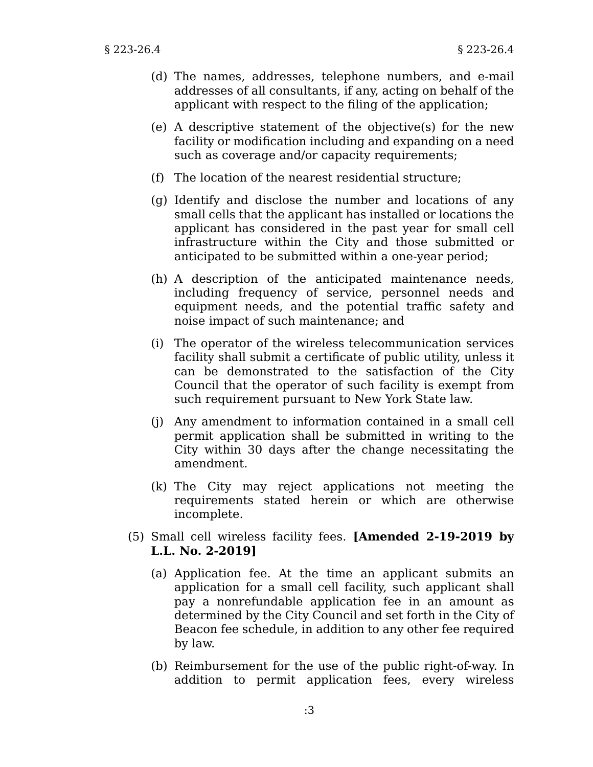(d) The names, addresses, telephone numbers, and e-mail addresses of all consultants, if any, acting on behalf of the applicant with respect to the filing of the application;

(e) A descriptive statement of the objective(s) for the new facility or modification including and expanding on a need such as coverage and/or capacity requirements;

(f) The location of the nearest residential structure;

(g) Identify and disclose the number and locations of any small cells that the applicant has installed or locations the applicant has considered in the past year for small cell infrastructure within the City and those submitted or anticipated to be submitted within a one-year period;

(h) A description of the anticipated maintenance needs, including frequency of service, personnel needs and equipment needs, and the potential traffic safety and noise impact of such maintenance; and

(i) The operator of the wireless telecommunication services facility shall submit a certificate of public utility, unless it can be demonstrated to the satisfaction of the City Council that the operator of such facility is exempt from such requirement pursuant to New York State law.

(j) Any amendment to information contained in a small cell permit application shall be submitted in writing to the City within 30 days after the change necessitating the amendment.

(k) The City may reject applications not meeting the requirements stated herein or which are otherwise incomplete.

(5) Small cell wireless facility fees. **[Amended 2-19-2019 by L.L. No. 2-2019]**

(a) Application fee. At the time an applicant submits an application for a small cell facility, such applicant shall pay a nonrefundable application fee in an amount as determined by the City Council and set forth in the City of Beacon fee schedule, in addition to any other fee required by law.

(b) Reimbursement for the use of the public right-of-way. In addition to permit application fees, every wireless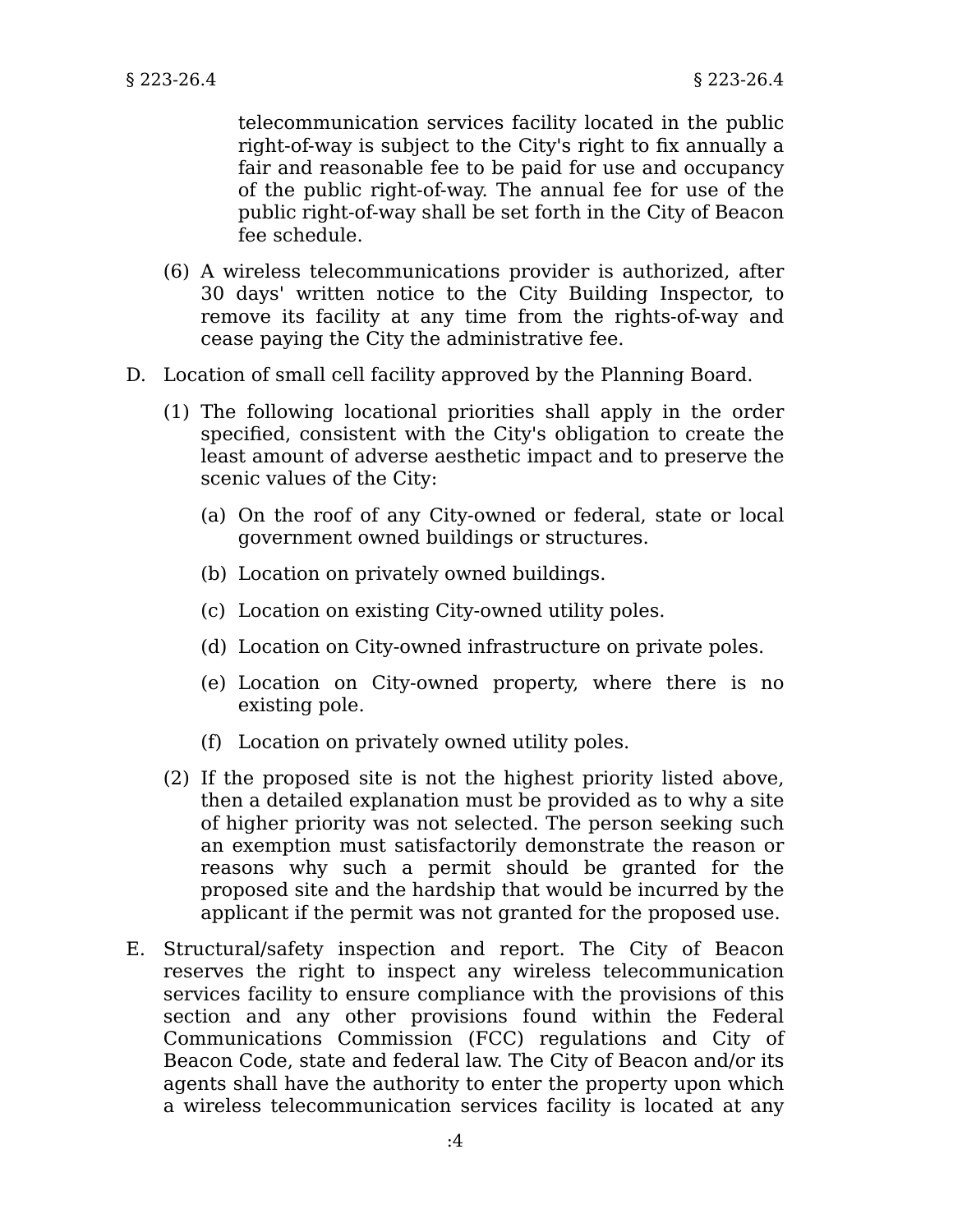telecommunication services facility located in the public right-of-way is subject to the City's right to fix annually a fair and reasonable fee to be paid for use and occupancy of the public right-of-way. The annual fee for use of the public right-of-way shall be set forth in the City of Beacon fee schedule.

(6) A wireless telecommunications provider is authorized, after 30 days' written notice to the City Building Inspector, to remove its facility at any time from the rights-of-way and cease paying the City the administrative fee.

D. Location of small cell facility approved by the Planning Board.

(1) The following locational priorities shall apply in the order specified, consistent with the City's obligation to create the least amount of adverse aesthetic impact and to preserve the scenic values of the City:

(a) On the roof of any City-owned or federal, state or local government owned buildings or structures.

(b) Location on privately owned buildings.

(c) Location on existing City-owned utility poles.

(d) Location on City-owned infrastructure on private poles.

(e) Location on City-owned property, where there is no existing pole.

(f) Location on privately owned utility poles.

(2) If the proposed site is not the highest priority listed above, then a detailed explanation must be provided as to why a site of higher priority was not selected. The person seeking such an exemption must satisfactorily demonstrate the reason or reasons why such a permit should be granted for the proposed site and the hardship that would be incurred by the applicant if the permit was not granted for the proposed use.

E. Structural/safety inspection and report. The City of Beacon reserves the right to inspect any wireless telecommunication services facility to ensure compliance with the provisions of this section and any other provisions found within the Federal Communications Commission (FCC) regulations and City of Beacon Code, state and federal law. The City of Beacon and/or its agents shall have the authority to enter the property upon which a wireless telecommunication services facility is located at any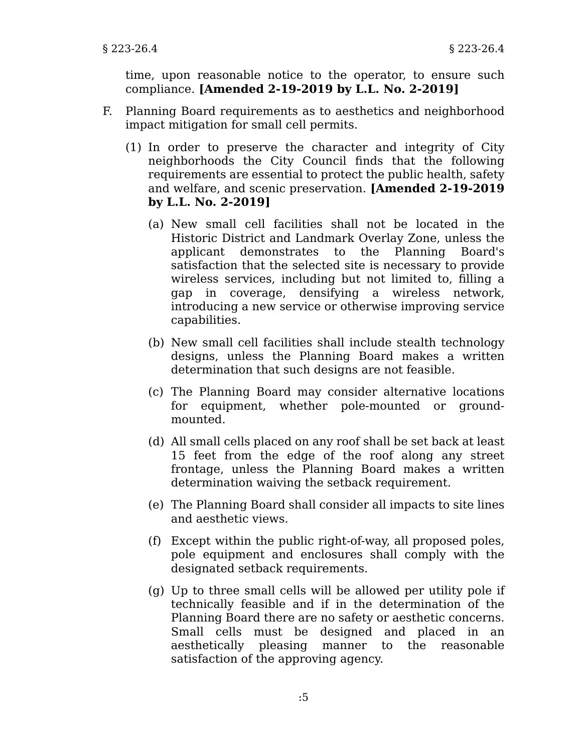time, upon reasonable notice to the operator, to ensure such compliance. **[Amended 2-19-2019 by L.L. No. 2-2019]**

F. Planning Board requirements as to aesthetics and neighborhood impact mitigation for small cell permits.

(1) In order to preserve the character and integrity of City neighborhoods the City Council finds that the following requirements are essential to protect the public health, safety and welfare, and scenic preservation. **[Amended 2-19-2019 by L.L. No. 2-2019]**

(a) New small cell facilities shall not be located in the Historic District and Landmark Overlay Zone, unless the applicant demonstrates to the Planning Board's satisfaction that the selected site is necessary to provide wireless services, including but not limited to, filling a gap in coverage, densifying a wireless network, introducing a new service or otherwise improving service capabilities.

(b) New small cell facilities shall include stealth technology designs, unless the Planning Board makes a written determination that such designs are not feasible.

(c) The Planning Board may consider alternative locations for equipment, whether pole-mounted or ground-mounted.

(d) All small cells placed on any roof shall be set back at least 15 feet from the edge of the roof along any street frontage, unless the Planning Board makes a written determination waiving the setback requirement.

(e) The Planning Board shall consider all impacts to site lines and aesthetic views.

(f) Except within the public right-of-way, all proposed poles, pole equipment and enclosures shall comply with the designated setback requirements.

(g) Up to three small cells will be allowed per utility pole if technically feasible and if in the determination of the Planning Board there are no safety or aesthetic concerns. Small cells must be designed and placed in an aesthetically pleasing manner to the reasonable satisfaction of the approving agency.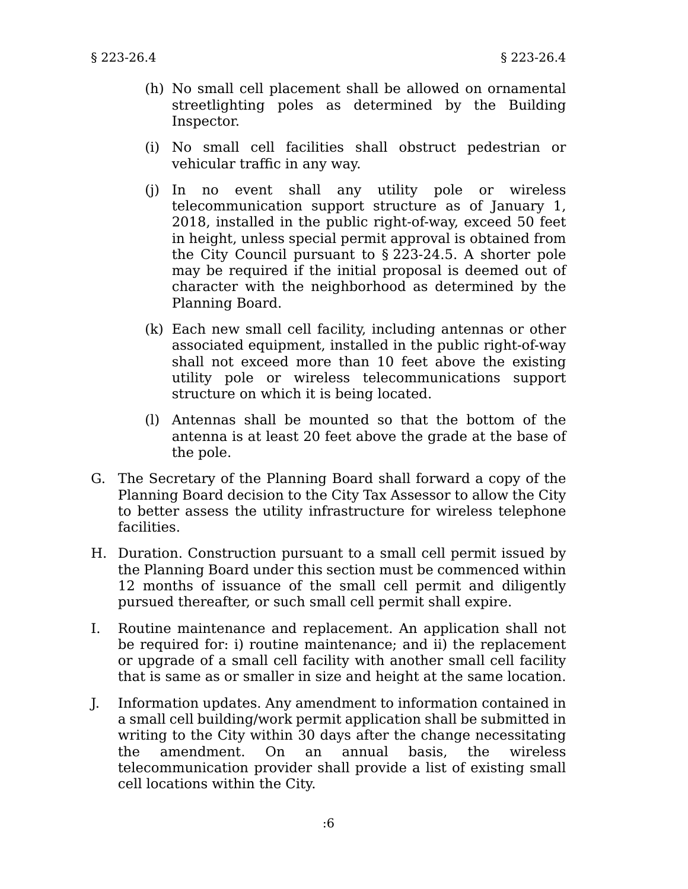(h) No small cell placement shall be allowed on ornamental streetlighting poles as determined by the Building Inspector.

(i) No small cell facilities shall obstruct pedestrian or vehicular traffic in any way.

(j) In no event shall any utility pole or wireless telecommunication support structure as of January 1, 2018, installed in the public right-of-way, exceed 50 feet in height, unless special permit approval is obtained from the City Council pursuant to § 223-24.5. A shorter pole may be required if the initial proposal is deemed out of character with the neighborhood as determined by the Planning Board.

(k) Each new small cell facility, including antennas or other associated equipment, installed in the public right-of-way shall not exceed more than 10 feet above the existing utility pole or wireless telecommunications support structure on which it is being located.

(l) Antennas shall be mounted so that the bottom of the antenna is at least 20 feet above the grade at the base of the pole.

G. The Secretary of the Planning Board shall forward a copy of the Planning Board decision to the City Tax Assessor to allow the City to better assess the utility infrastructure for wireless telephone facilities.

H. Duration. Construction pursuant to a small cell permit issued by the Planning Board under this section must be commenced within 12 months of issuance of the small cell permit and diligently pursued thereafter, or such small cell permit shall expire.

I. Routine maintenance and replacement. An application shall not be required for: i) routine maintenance; and ii) the replacement or upgrade of a small cell facility with another small cell facility that is same as or smaller in size and height at the same location.

J. Information updates. Any amendment to information contained in a small cell building/work permit application shall be submitted in writing to the City within 30 days after the change necessitating the amendment. On an annual basis, the wireless telecommunication provider shall provide a list of existing small cell locations within the City.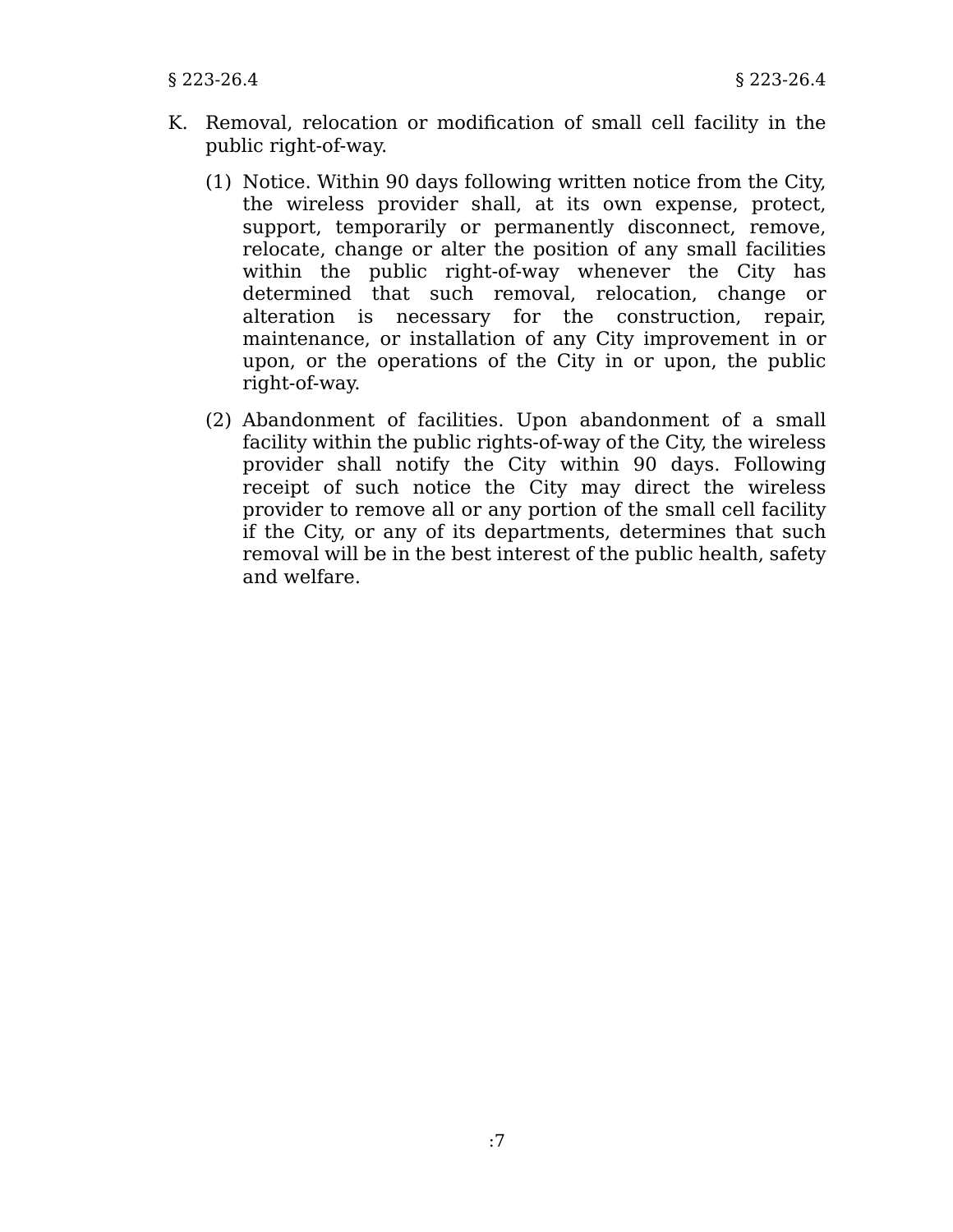K. Removal, relocation or modification of small cell facility in the public right-of-way.

(1) Notice. Within 90 days following written notice from the City, the wireless provider shall, at its own expense, protect, support, temporarily or permanently disconnect, remove, relocate, change or alter the position of any small facilities within the public right-of-way whenever the City has determined that such removal, relocation, change or alteration is necessary for the construction, repair, maintenance, or installation of any City improvement in or upon, or the operations of the City in or upon, the public right-of-way.

(2) Abandonment of facilities. Upon abandonment of a small facility within the public rights-of-way of the City, the wireless provider shall notify the City within 90 days. Following receipt of such notice the City may direct the wireless provider to remove all or any portion of the small cell facility if the City, or any of its departments, determines that such removal will be in the best interest of the public health, safety and welfare.